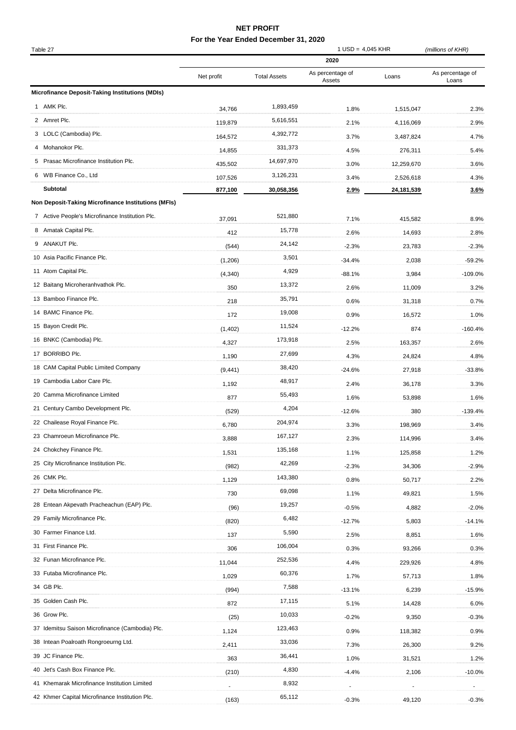# NET PROFIT

## For the Year Ended December 31, 2020

Table 27

1 USD = 4,045 KHR *(millions of KHR)*

| | 2020 | | | | |
|---|---|---|---|---|---|
| | Net profit | Total Assets | As percentage of Assets | Loans | As percentage of Loans |
| **Microfinance Deposit-Taking Institutions (MDIs)** | | | | | |
| 1 AMK Plc. | 34,766 | 1,893,459 | 1.8% | 1,515,047 | 2.3% |
| 2 Amret Plc. | 119,879 | 5,616,551 | 2.1% | 4,116,069 | 2.9% |
| 3 LOLC (Cambodia) Plc. | 164,572 | 4,392,772 | 3.7% | 3,487,824 | 4.7% |
| 4 Mohanokor Plc. | 14,855 | 331,373 | 4.5% | 276,311 | 5.4% |
| 5 Prasac Microfinance Institution Plc. | 435,502 | 14,697,970 | 3.0% | 12,259,670 | 3.6% |
| 6 WB Finance Co., Ltd | 107,526 | 3,126,231 | 3.4% | 2,526,618 | 4.3% |
| **Subtotal** | **877,100** | **30,058,356** | **2.9%** | **24,181,539** | **3.6%** |
| **Non Deposit-Taking Microfinance Institutions (MFIs)** | | | | | |
| 7 Active People's Microfinance Institution Plc. | 37,091 | 521,880 | 7.1% | 415,582 | 8.9% |
| 8 Amatak Capital Plc. | 412 | 15,778 | 2.6% | 14,693 | 2.8% |
| 9 ANAKUT Plc. | (544) | 24,142 | -2.3% | 23,783 | -2.3% |
| 10 Asia Pacific Finance Plc. | (1,206) | 3,501 | -34.4% | 2,038 | -59.2% |
| 11 Atom Capital Plc. | (4,340) | 4,929 | -88.1% | 3,984 | -109.0% |
| 12 Baitang Microheranhvathok Plc. | 350 | 13,372 | 2.6% | 11,009 | 3.2% |
| 13 Bamboo Finance Plc. | 218 | 35,791 | 0.6% | 31,318 | 0.7% |
| 14 BAMC Finance Plc. | 172 | 19,008 | 0.9% | 16,572 | 1.0% |
| 15 Bayon Credit Plc. | (1,402) | 11,524 | -12.2% | 874 | -160.4% |
| 16 BNKC (Cambodia) Plc. | 4,327 | 173,918 | 2.5% | 163,357 | 2.6% |
| 17 BORRIBO Plc. | 1,190 | 27,699 | 4.3% | 24,824 | 4.8% |
| 18 CAM Capital Public Limited Company | (9,441) | 38,420 | -24.6% | 27,918 | -33.8% |
| 19 Cambodia Labor Care Plc. | 1,192 | 48,917 | 2.4% | 36,178 | 3.3% |
| 20 Camma Microfinance Limited | 877 | 55,493 | 1.6% | 53,898 | 1.6% |
| 21 Century Cambo Development Plc. | (529) | 4,204 | -12.6% | 380 | -139.4% |
| 22 Chailease Royal Finance Plc. | 6,780 | 204,974 | 3.3% | 198,969 | 3.4% |
| 23 Chamroeun Microfinance Plc. | 3,888 | 167,127 | 2.3% | 114,996 | 3.4% |
| 24 Chokchey Finance Plc. | 1,531 | 135,168 | 1.1% | 125,858 | 1.2% |
| 25 City Microfinance Institution Plc. | (982) | 42,269 | -2.3% | 34,306 | -2.9% |
| 26 CMK Plc. | 1,129 | 143,380 | 0.8% | 50,717 | 2.2% |
| 27 Delta Microfinance Plc. | 730 | 69,098 | 1.1% | 49,821 | 1.5% |
| 28 Entean Akpevath Pracheachun (EAP) Plc. | (96) | 19,257 | -0.5% | 4,882 | -2.0% |
| 29 Family Microfinance Plc. | (820) | 6,482 | -12.7% | 5,803 | -14.1% |
| 30 Farmer Finance Ltd. | 137 | 5,590 | 2.5% | 8,851 | 1.6% |
| 31 First Finance Plc. | 306 | 106,004 | 0.3% | 93,266 | 0.3% |
| 32 Funan Microfinance Plc. | 11,044 | 252,536 | 4.4% | 229,926 | 4.8% |
| 33 Futaba Microfinance Plc. | 1,029 | 60,376 | 1.7% | 57,713 | 1.8% |
| 34 GB Plc. | (994) | 7,588 | -13.1% | 6,239 | -15.9% |
| 35 Golden Cash Plc. | 872 | 17,115 | 5.1% | 14,428 | 6.0% |
| 36 Grow Plc. | (25) | 10,033 | -0.2% | 9,350 | -0.3% |
| 37 Idemitsu Saison Microfinance (Cambodia) Plc. | 1,124 | 123,463 | 0.9% | 118,382 | 0.9% |
| 38 Intean Poalroath Rongroeurng Ltd. | 2,411 | 33,036 | 7.3% | 26,300 | 9.2% |
| 39 JC Finance Plc. | 363 | 36,441 | 1.0% | 31,521 | 1.2% |
| 40 Jet's Cash Box Finance Plc. | (210) | 4,830 | -4.4% | 2,106 | -10.0% |
| 41 Khemarak Microfinance Institution Limited | - | 8,932 | - | - | - |
| 42 Khmer Capital Microfinance Institution Plc. | (163) | 65,112 | -0.3% | 49,120 | -0.3% |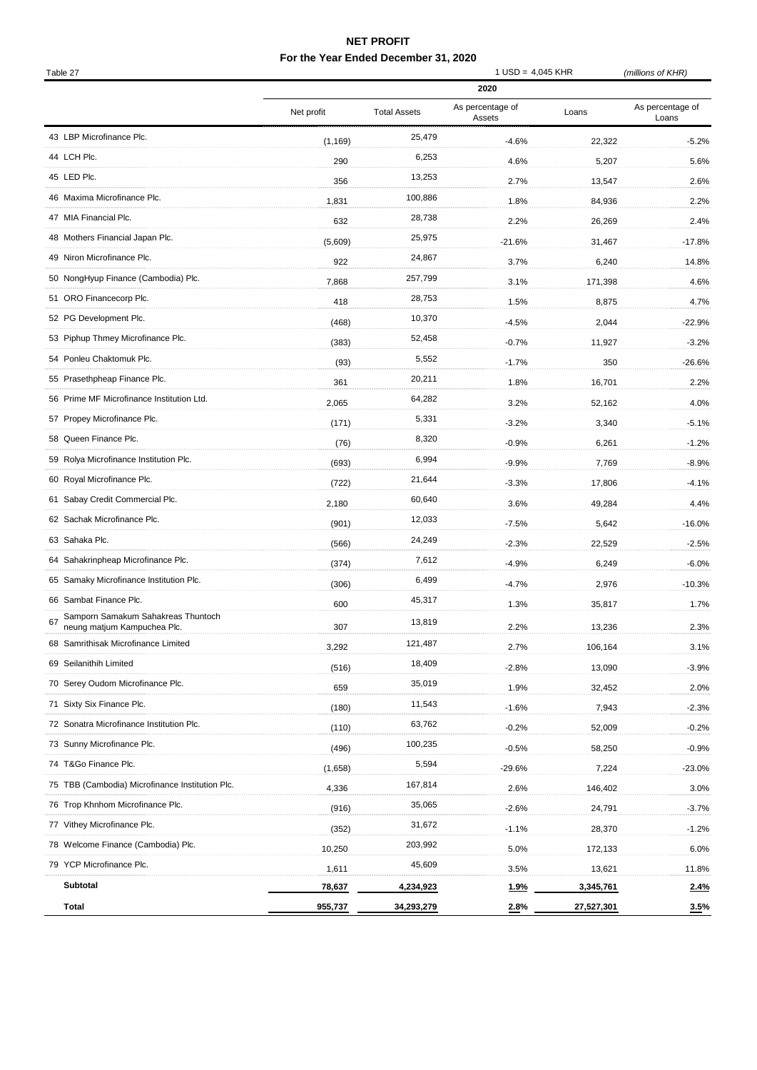# NET PROFIT

**For the Year Ended December 31, 2020**

Table 27 | 1 USD = 4,045 KHR | *(millions of KHR)*

| | 2020 | | | | |
|---|---|---|---|---|---|
| | Net profit | Total Assets | As percentage of Assets | Loans | As percentage of Loans |
| 43 LBP Microfinance Plc. | (1,169) | 25,479 | -4.6% | 22,322 | -5.2% |
| 44 LCH Plc. | 290 | 6,253 | 4.6% | 5,207 | 5.6% |
| 45 LED Plc. | 356 | 13,253 | 2.7% | 13,547 | 2.6% |
| 46 Maxima Microfinance Plc. | 1,831 | 100,886 | 1.8% | 84,936 | 2.2% |
| 47 MIA Financial Plc. | 632 | 28,738 | 2.2% | 26,269 | 2.4% |
| 48 Mothers Financial Japan Plc. | (5,609) | 25,975 | -21.6% | 31,467 | -17.8% |
| 49 Niron Microfinance Plc. | 922 | 24,867 | 3.7% | 6,240 | 14.8% |
| 50 NongHyup Finance (Cambodia) Plc. | 7,868 | 257,799 | 3.1% | 171,398 | 4.6% |
| 51 ORO Financecorp Plc. | 418 | 28,753 | 1.5% | 8,875 | 4.7% |
| 52 PG Development Plc. | (468) | 10,370 | -4.5% | 2,044 | -22.9% |
| 53 Piphup Thmey Microfinance Plc. | (383) | 52,458 | -0.7% | 11,927 | -3.2% |
| 54 Ponleu Chaktomuk Plc. | (93) | 5,552 | -1.7% | 350 | -26.6% |
| 55 Prasethpheap Finance Plc. | 361 | 20,211 | 1.8% | 16,701 | 2.2% |
| 56 Prime MF Microfinance Institution Ltd. | 2,065 | 64,282 | 3.2% | 52,162 | 4.0% |
| 57 Propey Microfinance Plc. | (171) | 5,331 | -3.2% | 3,340 | -5.1% |
| 58 Queen Finance Plc. | (76) | 8,320 | -0.9% | 6,261 | -1.2% |
| 59 Rolya Microfinance Institution Plc. | (693) | 6,994 | -9.9% | 7,769 | -8.9% |
| 60 Royal Microfinance Plc. | (722) | 21,644 | -3.3% | 17,806 | -4.1% |
| 61 Sabay Credit Commercial Plc. | 2,180 | 60,640 | 3.6% | 49,284 | 4.4% |
| 62 Sachak Microfinance Plc. | (901) | 12,033 | -7.5% | 5,642 | -16.0% |
| 63 Sahaka Plc. | (566) | 24,249 | -2.3% | 22,529 | -2.5% |
| 64 Sahakrinpheap Microfinance Plc. | (374) | 7,612 | -4.9% | 6,249 | -6.0% |
| 65 Samaky Microfinance Institution Plc. | (306) | 6,499 | -4.7% | 2,976 | -10.3% |
| 66 Sambat Finance Plc. | 600 | 45,317 | 1.3% | 35,817 | 1.7% |
| 67 Samporn Samakum Sahakreas Thuntoch neung matjum Kampuchea Plc. | 307 | 13,819 | 2.2% | 13,236 | 2.3% |
| 68 Samrithisak Microfinance Limited | 3,292 | 121,487 | 2.7% | 106,164 | 3.1% |
| 69 Seilanithih Limited | (516) | 18,409 | -2.8% | 13,090 | -3.9% |
| 70 Serey Oudom Microfinance Plc. | 659 | 35,019 | 1.9% | 32,452 | 2.0% |
| 71 Sixty Six Finance Plc. | (180) | 11,543 | -1.6% | 7,943 | -2.3% |
| 72 Sonatra Microfinance Institution Plc. | (110) | 63,762 | -0.2% | 52,009 | -0.2% |
| 73 Sunny Microfinance Plc. | (496) | 100,235 | -0.5% | 58,250 | -0.9% |
| 74 T&Go Finance Plc. | (1,658) | 5,594 | -29.6% | 7,224 | -23.0% |
| 75 TBB (Cambodia) Microfinance Institution Plc. | 4,336 | 167,814 | 2.6% | 146,402 | 3.0% |
| 76 Trop Khnhom Microfinance Plc. | (916) | 35,065 | -2.6% | 24,791 | -3.7% |
| 77 Vithey Microfinance Plc. | (352) | 31,672 | -1.1% | 28,370 | -1.2% |
| 78 Welcome Finance (Cambodia) Plc. | 10,250 | 203,992 | 5.0% | 172,133 | 6.0% |
| 79 YCP Microfinance Plc. | 1,611 | 45,609 | 3.5% | 13,621 | 11.8% |
| **Subtotal** | **78,637** | **4,234,923** | **1.9%** | **3,345,761** | **2.4%** |
| **Total** | **955,737** | **34,293,279** | **2.8%** | **27,527,301** | **3.5%** |